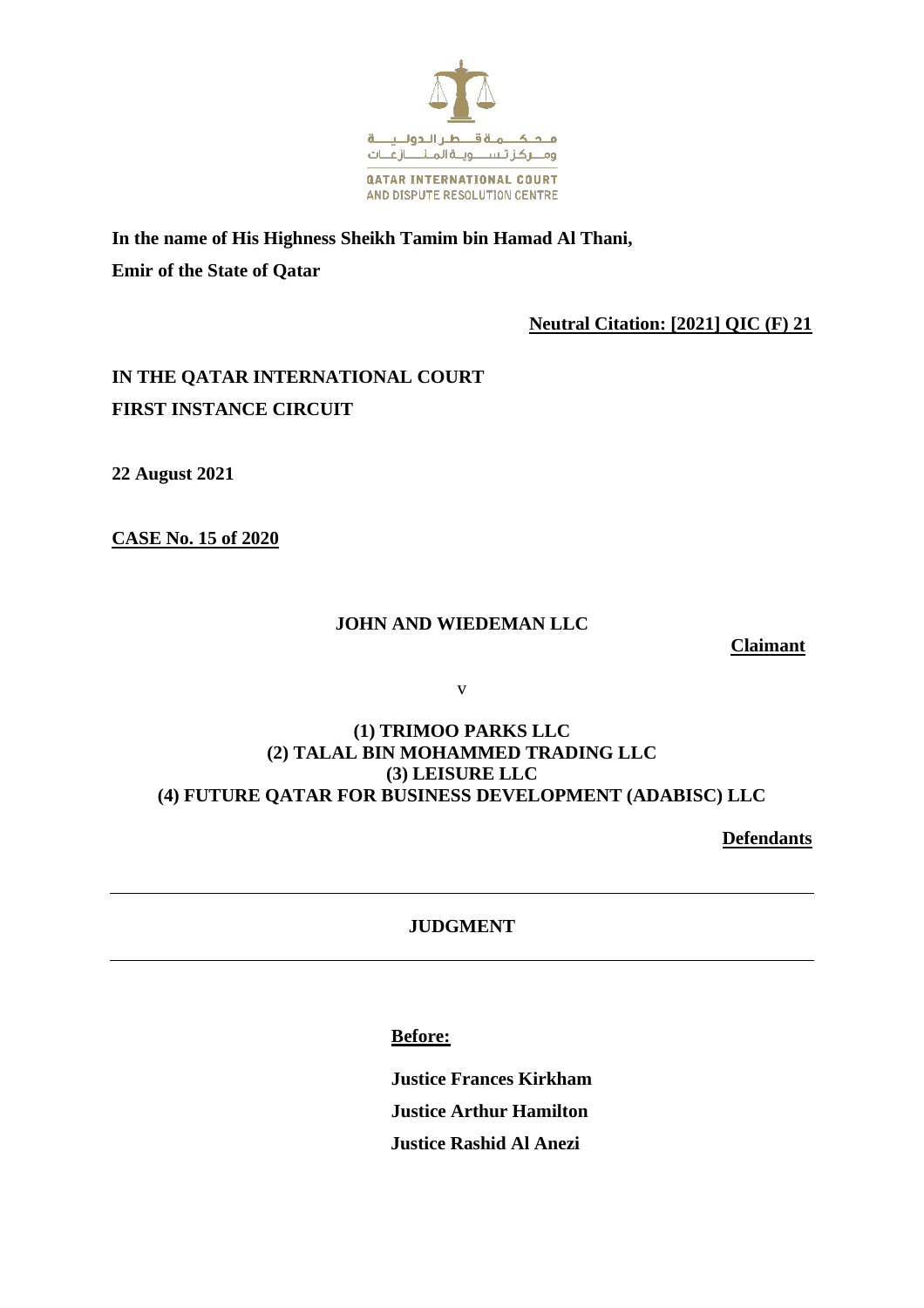محكمة قطر الدولية ومركز تسوية المنازعات

QATAR INTERNATIONAL COURT AND DISPUTE RESOLUTION CENTRE

**In the name of His Highness Sheikh Tamim bin Hamad Al Thani,**

**Emir of the State of Qatar**

**Neutral Citation: [2021] QIC (F) 21**

**IN THE QATAR INTERNATIONAL COURT**

**FIRST INSTANCE CIRCUIT**

**22 August 2021**

**CASE No. 15 of 2020**

**JOHN AND WIEDEMAN LLC**

**Claimant**

v

**(1) TRIMOO PARKS LLC**
**(2) TALAL BIN MOHAMMED TRADING LLC**
**(3) LEISURE LLC**
**(4) FUTURE QATAR FOR BUSINESS DEVELOPMENT (ADABISC) LLC**

**Defendants**

---

**JUDGMENT**

---

**Before:**

**Justice Frances Kirkham**

**Justice Arthur Hamilton**

**Justice Rashid Al Anezi**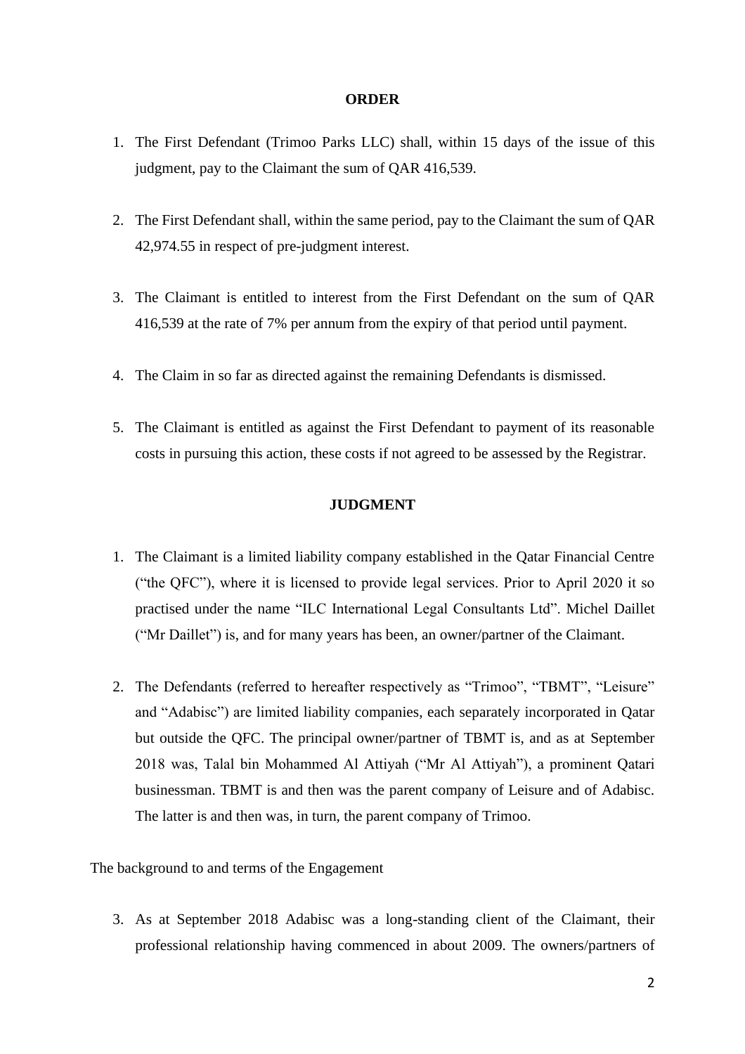## ORDER

1. The First Defendant (Trimoo Parks LLC) shall, within 15 days of the issue of this judgment, pay to the Claimant the sum of QAR 416,539.

2. The First Defendant shall, within the same period, pay to the Claimant the sum of QAR 42,974.55 in respect of pre-judgment interest.

3. The Claimant is entitled to interest from the First Defendant on the sum of QAR 416,539 at the rate of 7% per annum from the expiry of that period until payment.

4. The Claim in so far as directed against the remaining Defendants is dismissed.

5. The Claimant is entitled as against the First Defendant to payment of its reasonable costs in pursuing this action, these costs if not agreed to be assessed by the Registrar.

## JUDGMENT

1. The Claimant is a limited liability company established in the Qatar Financial Centre ("the QFC"), where it is licensed to provide legal services. Prior to April 2020 it so practised under the name "ILC International Legal Consultants Ltd". Michel Daillet ("Mr Daillet") is, and for many years has been, an owner/partner of the Claimant.

2. The Defendants (referred to hereafter respectively as "Trimoo", "TBMT", "Leisure" and "Adabisc") are limited liability companies, each separately incorporated in Qatar but outside the QFC. The principal owner/partner of TBMT is, and as at September 2018 was, Talal bin Mohammed Al Attiyah ("Mr Al Attiyah"), a prominent Qatari businessman. TBMT is and then was the parent company of Leisure and of Adabisc. The latter is and then was, in turn, the parent company of Trimoo.

The background to and terms of the Engagement

3. As at September 2018 Adabisc was a long-standing client of the Claimant, their professional relationship having commenced in about 2009. The owners/partners of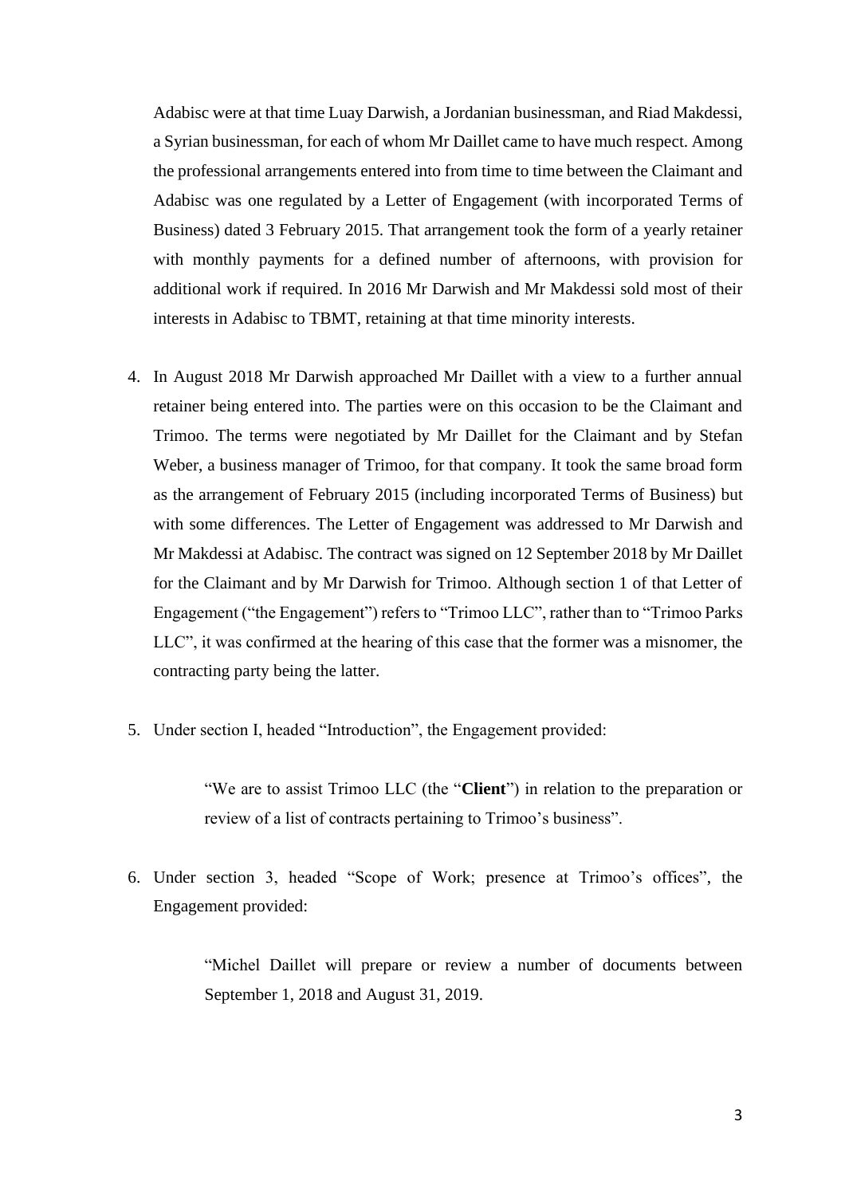Adabisc were at that time Luay Darwish, a Jordanian businessman, and Riad Makdessi, a Syrian businessman, for each of whom Mr Daillet came to have much respect. Among the professional arrangements entered into from time to time between the Claimant and Adabisc was one regulated by a Letter of Engagement (with incorporated Terms of Business) dated 3 February 2015. That arrangement took the form of a yearly retainer with monthly payments for a defined number of afternoons, with provision for additional work if required. In 2016 Mr Darwish and Mr Makdessi sold most of their interests in Adabisc to TBMT, retaining at that time minority interests.

4. In August 2018 Mr Darwish approached Mr Daillet with a view to a further annual retainer being entered into. The parties were on this occasion to be the Claimant and Trimoo. The terms were negotiated by Mr Daillet for the Claimant and by Stefan Weber, a business manager of Trimoo, for that company. It took the same broad form as the arrangement of February 2015 (including incorporated Terms of Business) but with some differences. The Letter of Engagement was addressed to Mr Darwish and Mr Makdessi at Adabisc. The contract was signed on 12 September 2018 by Mr Daillet for the Claimant and by Mr Darwish for Trimoo. Although section 1 of that Letter of Engagement ("the Engagement") refers to "Trimoo LLC", rather than to "Trimoo Parks LLC", it was confirmed at the hearing of this case that the former was a misnomer, the contracting party being the latter.

5. Under section I, headed "Introduction", the Engagement provided:

   > "We are to assist Trimoo LLC (the "**Client**") in relation to the preparation or review of a list of contracts pertaining to Trimoo's business".

6. Under section 3, headed "Scope of Work; presence at Trimoo's offices", the Engagement provided:

   > "Michel Daillet will prepare or review a number of documents between September 1, 2018 and August 31, 2019.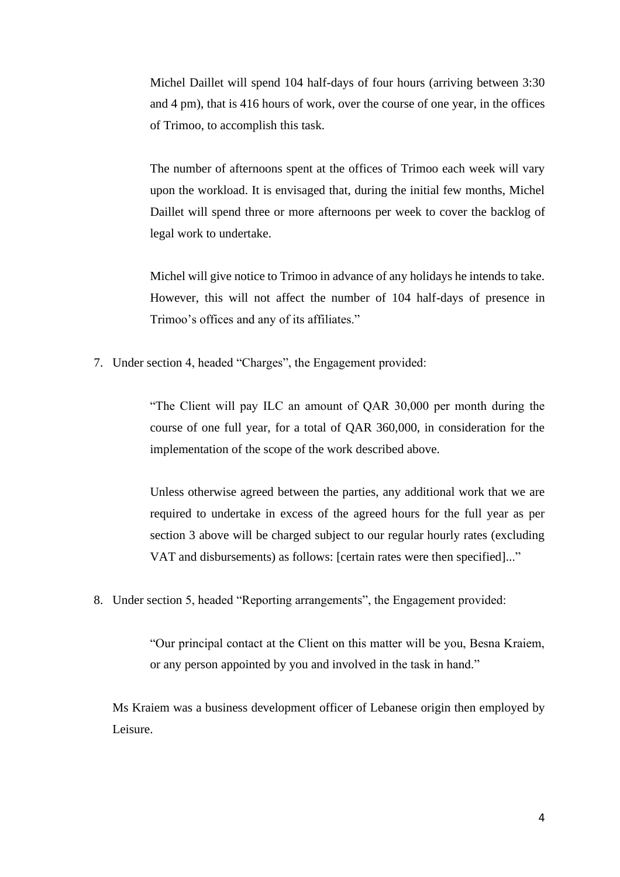> Michel Daillet will spend 104 half-days of four hours (arriving between 3:30 and 4 pm), that is 416 hours of work, over the course of one year, in the offices of Trimoo, to accomplish this task.
>
> The number of afternoons spent at the offices of Trimoo each week will vary upon the workload. It is envisaged that, during the initial few months, Michel Daillet will spend three or more afternoons per week to cover the backlog of legal work to undertake.
>
> Michel will give notice to Trimoo in advance of any holidays he intends to take. However, this will not affect the number of 104 half-days of presence in Trimoo's offices and any of its affiliates."

7. Under section 4, headed "Charges", the Engagement provided:

> "The Client will pay ILC an amount of QAR 30,000 per month during the course of one full year, for a total of QAR 360,000, in consideration for the implementation of the scope of the work described above.
>
> Unless otherwise agreed between the parties, any additional work that we are required to undertake in excess of the agreed hours for the full year as per section 3 above will be charged subject to our regular hourly rates (excluding VAT and disbursements) as follows: [certain rates were then specified]..."

8. Under section 5, headed "Reporting arrangements", the Engagement provided:

> "Our principal contact at the Client on this matter will be you, Besna Kraiem, or any person appointed by you and involved in the task in hand."

Ms Kraiem was a business development officer of Lebanese origin then employed by Leisure.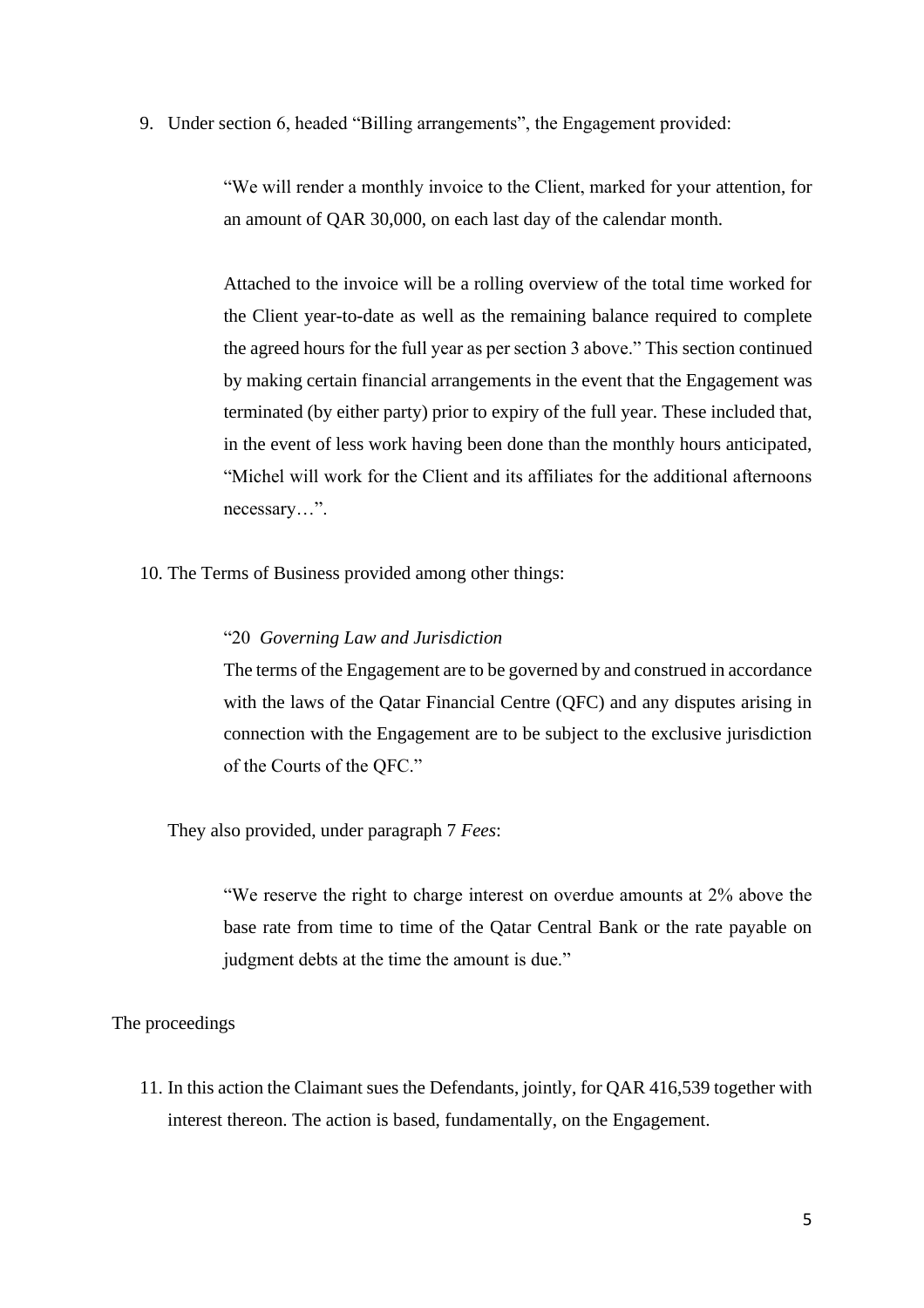9. Under section 6, headed "Billing arrangements", the Engagement provided:

> "We will render a monthly invoice to the Client, marked for your attention, for an amount of QAR 30,000, on each last day of the calendar month.
>
> Attached to the invoice will be a rolling overview of the total time worked for the Client year-to-date as well as the remaining balance required to complete the agreed hours for the full year as per section 3 above." This section continued by making certain financial arrangements in the event that the Engagement was terminated (by either party) prior to expiry of the full year. These included that, in the event of less work having been done than the monthly hours anticipated, "Michel will work for the Client and its affiliates for the additional afternoons necessary…".

10. The Terms of Business provided among other things:

> "20 *Governing Law and Jurisdiction*
> The terms of the Engagement are to be governed by and construed in accordance with the laws of the Qatar Financial Centre (QFC) and any disputes arising in connection with the Engagement are to be subject to the exclusive jurisdiction of the Courts of the QFC."

They also provided, under paragraph 7 *Fees*:

> "We reserve the right to charge interest on overdue amounts at 2% above the base rate from time to time of the Qatar Central Bank or the rate payable on judgment debts at the time the amount is due."

The proceedings

11. In this action the Claimant sues the Defendants, jointly, for QAR 416,539 together with interest thereon. The action is based, fundamentally, on the Engagement.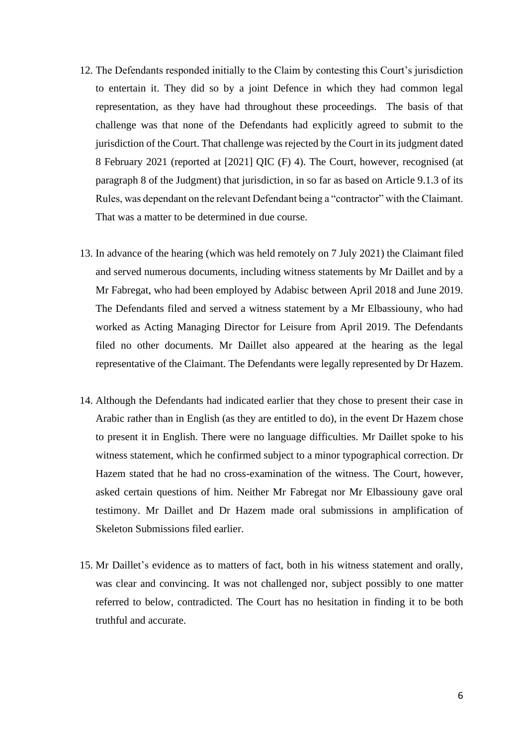12. The Defendants responded initially to the Claim by contesting this Court's jurisdiction to entertain it. They did so by a joint Defence in which they had common legal representation, as they have had throughout these proceedings. The basis of that challenge was that none of the Defendants had explicitly agreed to submit to the jurisdiction of the Court. That challenge was rejected by the Court in its judgment dated 8 February 2021 (reported at [2021] QIC (F) 4). The Court, however, recognised (at paragraph 8 of the Judgment) that jurisdiction, in so far as based on Article 9.1.3 of its Rules, was dependant on the relevant Defendant being a "contractor" with the Claimant. That was a matter to be determined in due course.

13. In advance of the hearing (which was held remotely on 7 July 2021) the Claimant filed and served numerous documents, including witness statements by Mr Daillet and by a Mr Fabregat, who had been employed by Adabisc between April 2018 and June 2019. The Defendants filed and served a witness statement by a Mr Elbassiouny, who had worked as Acting Managing Director for Leisure from April 2019. The Defendants filed no other documents. Mr Daillet also appeared at the hearing as the legal representative of the Claimant. The Defendants were legally represented by Dr Hazem.

14. Although the Defendants had indicated earlier that they chose to present their case in Arabic rather than in English (as they are entitled to do), in the event Dr Hazem chose to present it in English. There were no language difficulties. Mr Daillet spoke to his witness statement, which he confirmed subject to a minor typographical correction. Dr Hazem stated that he had no cross-examination of the witness. The Court, however, asked certain questions of him. Neither Mr Fabregat nor Mr Elbassiouny gave oral testimony. Mr Daillet and Dr Hazem made oral submissions in amplification of Skeleton Submissions filed earlier.

15. Mr Daillet's evidence as to matters of fact, both in his witness statement and orally, was clear and convincing. It was not challenged nor, subject possibly to one matter referred to below, contradicted. The Court has no hesitation in finding it to be both truthful and accurate.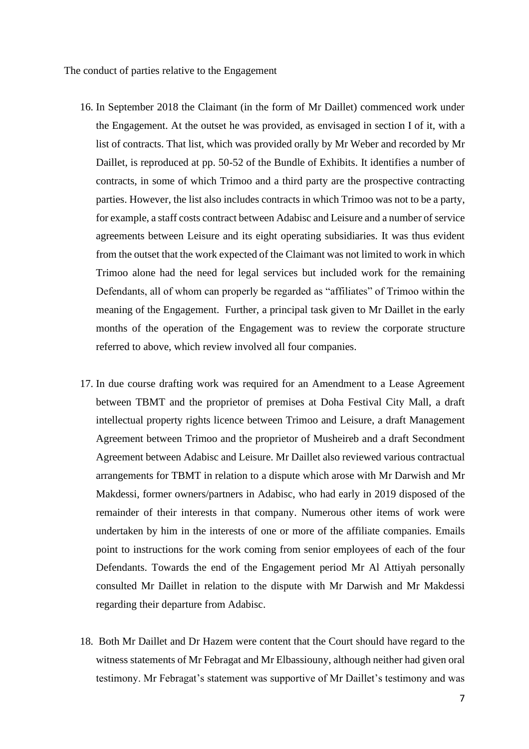The conduct of parties relative to the Engagement

16. In September 2018 the Claimant (in the form of Mr Daillet) commenced work under the Engagement. At the outset he was provided, as envisaged in section I of it, with a list of contracts. That list, which was provided orally by Mr Weber and recorded by Mr Daillet, is reproduced at pp. 50-52 of the Bundle of Exhibits. It identifies a number of contracts, in some of which Trimoo and a third party are the prospective contracting parties. However, the list also includes contracts in which Trimoo was not to be a party, for example, a staff costs contract between Adabisc and Leisure and a number of service agreements between Leisure and its eight operating subsidiaries. It was thus evident from the outset that the work expected of the Claimant was not limited to work in which Trimoo alone had the need for legal services but included work for the remaining Defendants, all of whom can properly be regarded as "affiliates" of Trimoo within the meaning of the Engagement. Further, a principal task given to Mr Daillet in the early months of the operation of the Engagement was to review the corporate structure referred to above, which review involved all four companies.

17. In due course drafting work was required for an Amendment to a Lease Agreement between TBMT and the proprietor of premises at Doha Festival City Mall, a draft intellectual property rights licence between Trimoo and Leisure, a draft Management Agreement between Trimoo and the proprietor of Musheireb and a draft Secondment Agreement between Adabisc and Leisure. Mr Daillet also reviewed various contractual arrangements for TBMT in relation to a dispute which arose with Mr Darwish and Mr Makdessi, former owners/partners in Adabisc, who had early in 2019 disposed of the remainder of their interests in that company. Numerous other items of work were undertaken by him in the interests of one or more of the affiliate companies. Emails point to instructions for the work coming from senior employees of each of the four Defendants. Towards the end of the Engagement period Mr Al Attiyah personally consulted Mr Daillet in relation to the dispute with Mr Darwish and Mr Makdessi regarding their departure from Adabisc.

18. Both Mr Daillet and Dr Hazem were content that the Court should have regard to the witness statements of Mr Febragat and Mr Elbassiouny, although neither had given oral testimony. Mr Febragat's statement was supportive of Mr Daillet's testimony and was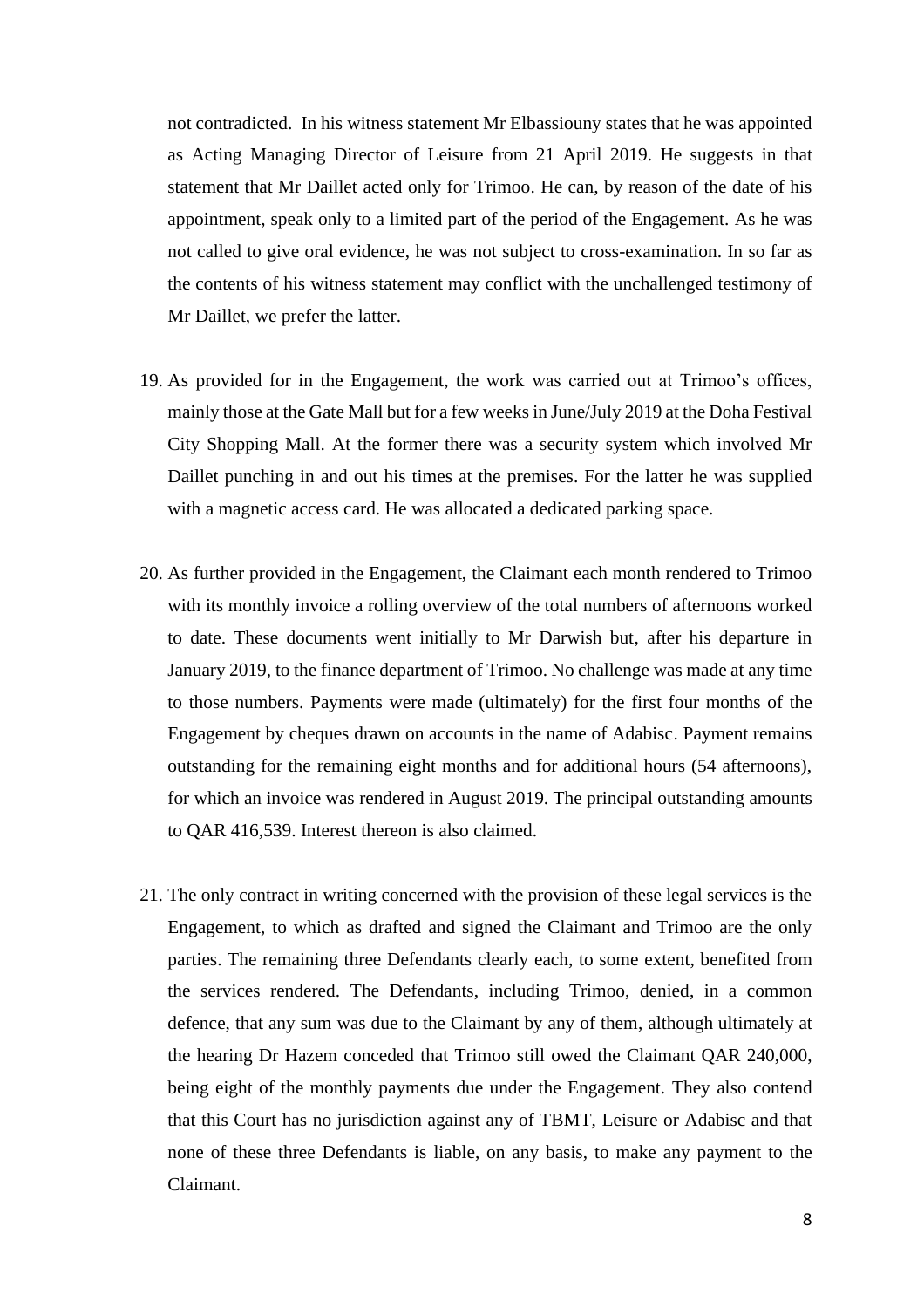not contradicted. In his witness statement Mr Elbassiouny states that he was appointed as Acting Managing Director of Leisure from 21 April 2019. He suggests in that statement that Mr Daillet acted only for Trimoo. He can, by reason of the date of his appointment, speak only to a limited part of the period of the Engagement. As he was not called to give oral evidence, he was not subject to cross-examination. In so far as the contents of his witness statement may conflict with the unchallenged testimony of Mr Daillet, we prefer the latter.

19. As provided for in the Engagement, the work was carried out at Trimoo's offices, mainly those at the Gate Mall but for a few weeks in June/July 2019 at the Doha Festival City Shopping Mall. At the former there was a security system which involved Mr Daillet punching in and out his times at the premises. For the latter he was supplied with a magnetic access card. He was allocated a dedicated parking space.

20. As further provided in the Engagement, the Claimant each month rendered to Trimoo with its monthly invoice a rolling overview of the total numbers of afternoons worked to date. These documents went initially to Mr Darwish but, after his departure in January 2019, to the finance department of Trimoo. No challenge was made at any time to those numbers. Payments were made (ultimately) for the first four months of the Engagement by cheques drawn on accounts in the name of Adabisc. Payment remains outstanding for the remaining eight months and for additional hours (54 afternoons), for which an invoice was rendered in August 2019. The principal outstanding amounts to QAR 416,539. Interest thereon is also claimed.

21. The only contract in writing concerned with the provision of these legal services is the Engagement, to which as drafted and signed the Claimant and Trimoo are the only parties. The remaining three Defendants clearly each, to some extent, benefited from the services rendered. The Defendants, including Trimoo, denied, in a common defence, that any sum was due to the Claimant by any of them, although ultimately at the hearing Dr Hazem conceded that Trimoo still owed the Claimant QAR 240,000, being eight of the monthly payments due under the Engagement. They also contend that this Court has no jurisdiction against any of TBMT, Leisure or Adabisc and that none of these three Defendants is liable, on any basis, to make any payment to the Claimant.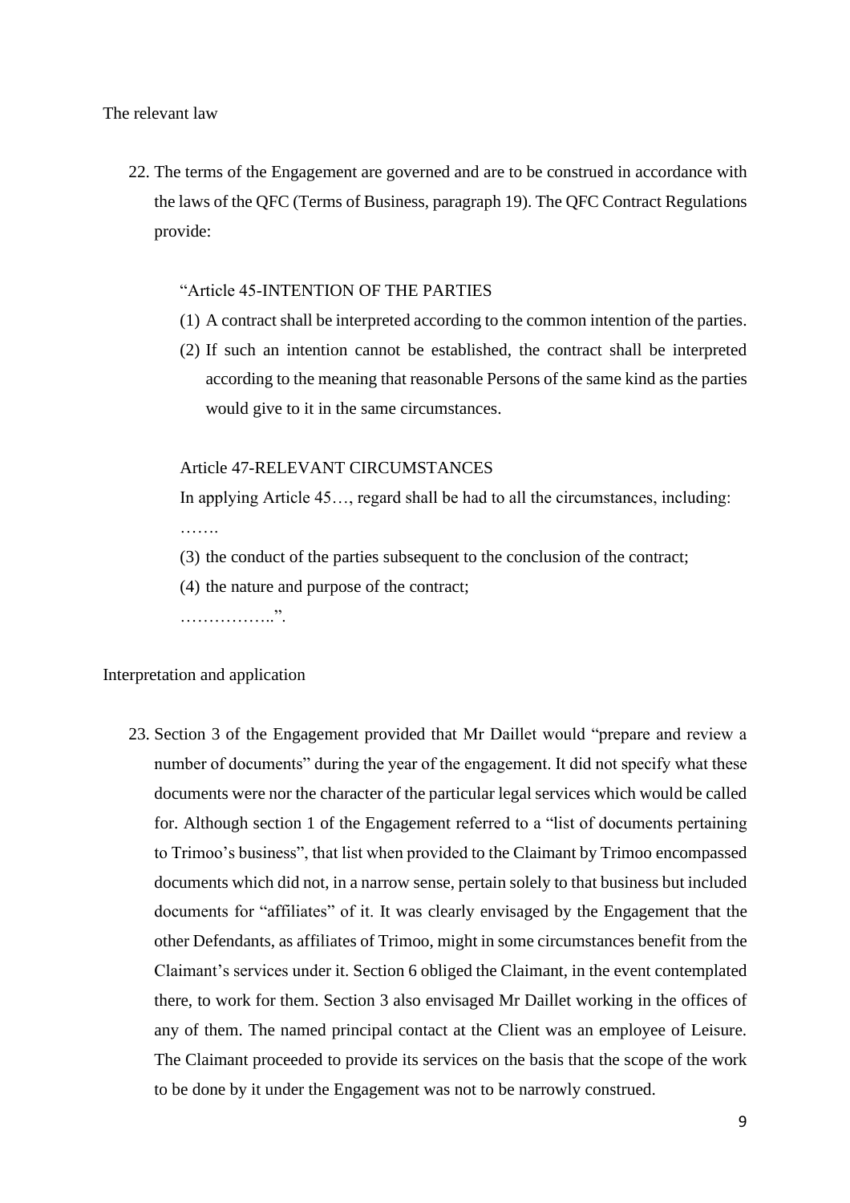The relevant law

22. The terms of the Engagement are governed and are to be construed in accordance with the laws of the QFC (Terms of Business, paragraph 19). The QFC Contract Regulations provide:

> "Article 45-INTENTION OF THE PARTIES
>
> (1) A contract shall be interpreted according to the common intention of the parties.
>
> (2) If such an intention cannot be established, the contract shall be interpreted according to the meaning that reasonable Persons of the same kind as the parties would give to it in the same circumstances.
>
> Article 47-RELEVANT CIRCUMSTANCES
>
> In applying Article 45…, regard shall be had to all the circumstances, including:
>
> …….
>
> (3) the conduct of the parties subsequent to the conclusion of the contract;
>
> (4) the nature and purpose of the contract;
>
> ……………..".

Interpretation and application

23. Section 3 of the Engagement provided that Mr Daillet would "prepare and review a number of documents" during the year of the engagement. It did not specify what these documents were nor the character of the particular legal services which would be called for. Although section 1 of the Engagement referred to a "list of documents pertaining to Trimoo's business", that list when provided to the Claimant by Trimoo encompassed documents which did not, in a narrow sense, pertain solely to that business but included documents for "affiliates" of it. It was clearly envisaged by the Engagement that the other Defendants, as affiliates of Trimoo, might in some circumstances benefit from the Claimant's services under it. Section 6 obliged the Claimant, in the event contemplated there, to work for them. Section 3 also envisaged Mr Daillet working in the offices of any of them. The named principal contact at the Client was an employee of Leisure. The Claimant proceeded to provide its services on the basis that the scope of the work to be done by it under the Engagement was not to be narrowly construed.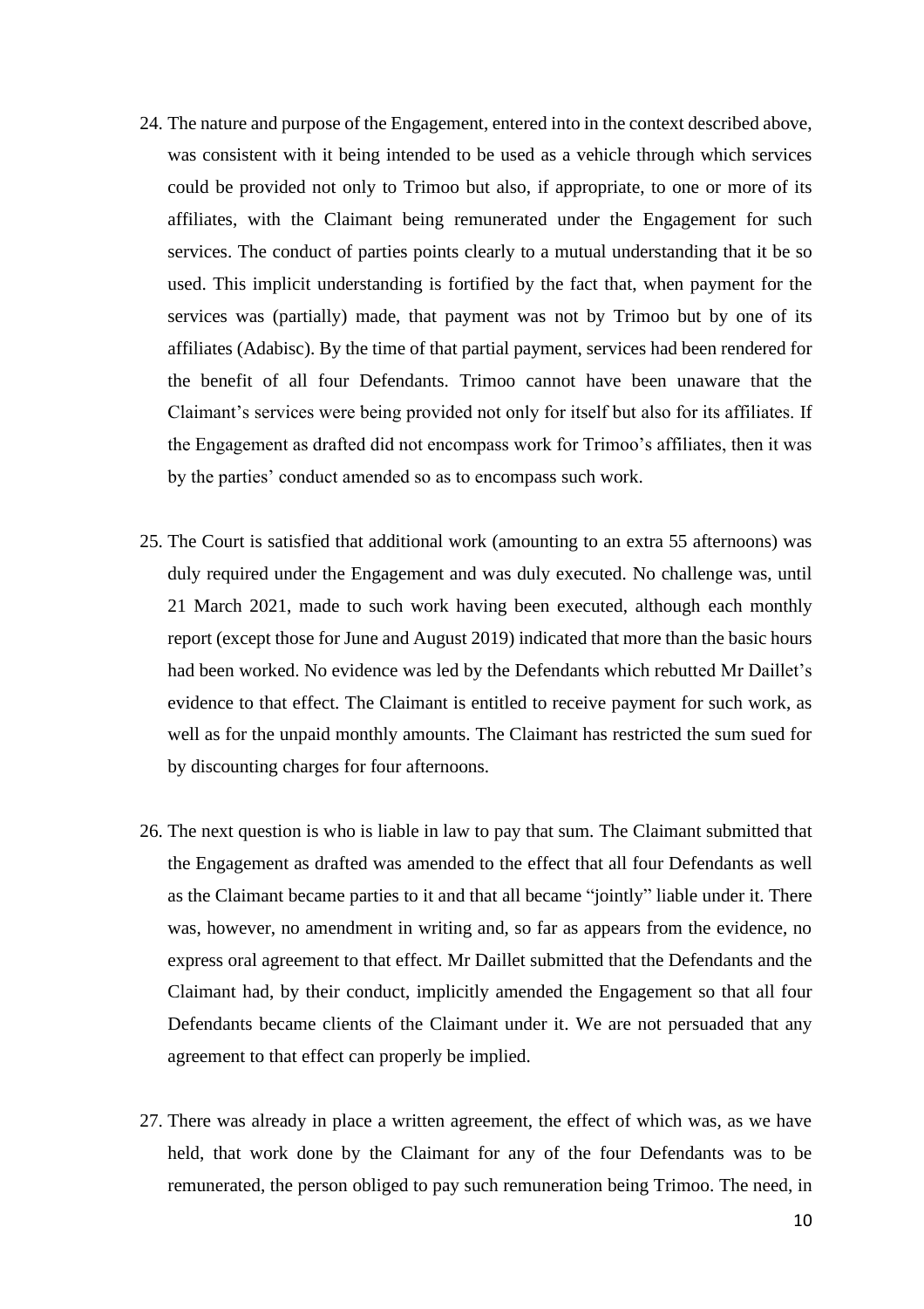24. The nature and purpose of the Engagement, entered into in the context described above, was consistent with it being intended to be used as a vehicle through which services could be provided not only to Trimoo but also, if appropriate, to one or more of its affiliates, with the Claimant being remunerated under the Engagement for such services. The conduct of parties points clearly to a mutual understanding that it be so used. This implicit understanding is fortified by the fact that, when payment for the services was (partially) made, that payment was not by Trimoo but by one of its affiliates (Adabisc). By the time of that partial payment, services had been rendered for the benefit of all four Defendants. Trimoo cannot have been unaware that the Claimant's services were being provided not only for itself but also for its affiliates. If the Engagement as drafted did not encompass work for Trimoo's affiliates, then it was by the parties' conduct amended so as to encompass such work.

25. The Court is satisfied that additional work (amounting to an extra 55 afternoons) was duly required under the Engagement and was duly executed. No challenge was, until 21 March 2021, made to such work having been executed, although each monthly report (except those for June and August 2019) indicated that more than the basic hours had been worked. No evidence was led by the Defendants which rebutted Mr Daillet's evidence to that effect. The Claimant is entitled to receive payment for such work, as well as for the unpaid monthly amounts. The Claimant has restricted the sum sued for by discounting charges for four afternoons.

26. The next question is who is liable in law to pay that sum. The Claimant submitted that the Engagement as drafted was amended to the effect that all four Defendants as well as the Claimant became parties to it and that all became "jointly" liable under it. There was, however, no amendment in writing and, so far as appears from the evidence, no express oral agreement to that effect. Mr Daillet submitted that the Defendants and the Claimant had, by their conduct, implicitly amended the Engagement so that all four Defendants became clients of the Claimant under it. We are not persuaded that any agreement to that effect can properly be implied.

27. There was already in place a written agreement, the effect of which was, as we have held, that work done by the Claimant for any of the four Defendants was to be remunerated, the person obliged to pay such remuneration being Trimoo. The need, in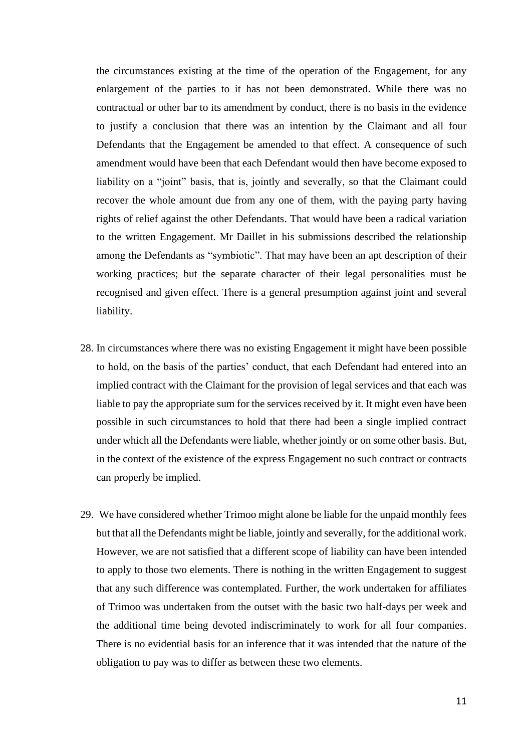the circumstances existing at the time of the operation of the Engagement, for any enlargement of the parties to it has not been demonstrated. While there was no contractual or other bar to its amendment by conduct, there is no basis in the evidence to justify a conclusion that there was an intention by the Claimant and all four Defendants that the Engagement be amended to that effect. A consequence of such amendment would have been that each Defendant would then have become exposed to liability on a "joint" basis, that is, jointly and severally, so that the Claimant could recover the whole amount due from any one of them, with the paying party having rights of relief against the other Defendants. That would have been a radical variation to the written Engagement. Mr Daillet in his submissions described the relationship among the Defendants as "symbiotic". That may have been an apt description of their working practices; but the separate character of their legal personalities must be recognised and given effect. There is a general presumption against joint and several liability.

28. In circumstances where there was no existing Engagement it might have been possible to hold, on the basis of the parties' conduct, that each Defendant had entered into an implied contract with the Claimant for the provision of legal services and that each was liable to pay the appropriate sum for the services received by it. It might even have been possible in such circumstances to hold that there had been a single implied contract under which all the Defendants were liable, whether jointly or on some other basis. But, in the context of the existence of the express Engagement no such contract or contracts can properly be implied.

29. We have considered whether Trimoo might alone be liable for the unpaid monthly fees but that all the Defendants might be liable, jointly and severally, for the additional work. However, we are not satisfied that a different scope of liability can have been intended to apply to those two elements. There is nothing in the written Engagement to suggest that any such difference was contemplated. Further, the work undertaken for affiliates of Trimoo was undertaken from the outset with the basic two half-days per week and the additional time being devoted indiscriminately to work for all four companies. There is no evidential basis for an inference that it was intended that the nature of the obligation to pay was to differ as between these two elements.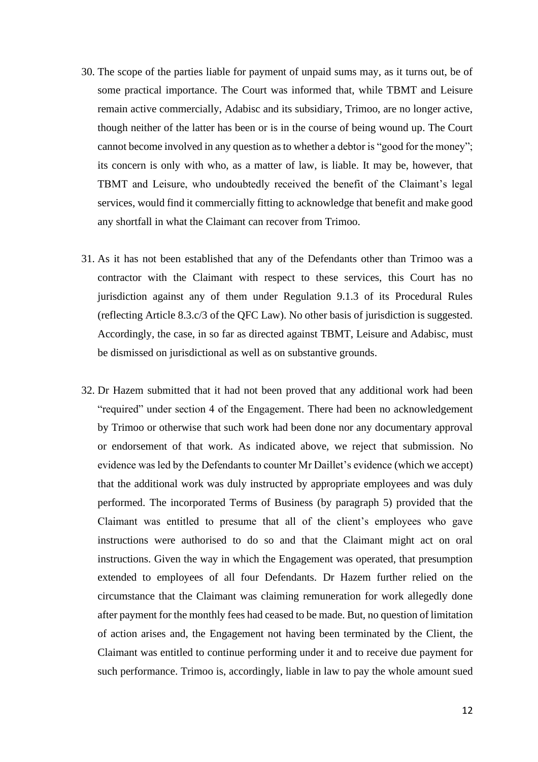30. The scope of the parties liable for payment of unpaid sums may, as it turns out, be of some practical importance. The Court was informed that, while TBMT and Leisure remain active commercially, Adabisc and its subsidiary, Trimoo, are no longer active, though neither of the latter has been or is in the course of being wound up. The Court cannot become involved in any question as to whether a debtor is "good for the money"; its concern is only with who, as a matter of law, is liable. It may be, however, that TBMT and Leisure, who undoubtedly received the benefit of the Claimant's legal services, would find it commercially fitting to acknowledge that benefit and make good any shortfall in what the Claimant can recover from Trimoo.

31. As it has not been established that any of the Defendants other than Trimoo was a contractor with the Claimant with respect to these services, this Court has no jurisdiction against any of them under Regulation 9.1.3 of its Procedural Rules (reflecting Article 8.3.c/3 of the QFC Law). No other basis of jurisdiction is suggested. Accordingly, the case, in so far as directed against TBMT, Leisure and Adabisc, must be dismissed on jurisdictional as well as on substantive grounds.

32. Dr Hazem submitted that it had not been proved that any additional work had been "required" under section 4 of the Engagement. There had been no acknowledgement by Trimoo or otherwise that such work had been done nor any documentary approval or endorsement of that work. As indicated above, we reject that submission. No evidence was led by the Defendants to counter Mr Daillet's evidence (which we accept) that the additional work was duly instructed by appropriate employees and was duly performed. The incorporated Terms of Business (by paragraph 5) provided that the Claimant was entitled to presume that all of the client's employees who gave instructions were authorised to do so and that the Claimant might act on oral instructions. Given the way in which the Engagement was operated, that presumption extended to employees of all four Defendants. Dr Hazem further relied on the circumstance that the Claimant was claiming remuneration for work allegedly done after payment for the monthly fees had ceased to be made. But, no question of limitation of action arises and, the Engagement not having been terminated by the Client, the Claimant was entitled to continue performing under it and to receive due payment for such performance. Trimoo is, accordingly, liable in law to pay the whole amount sued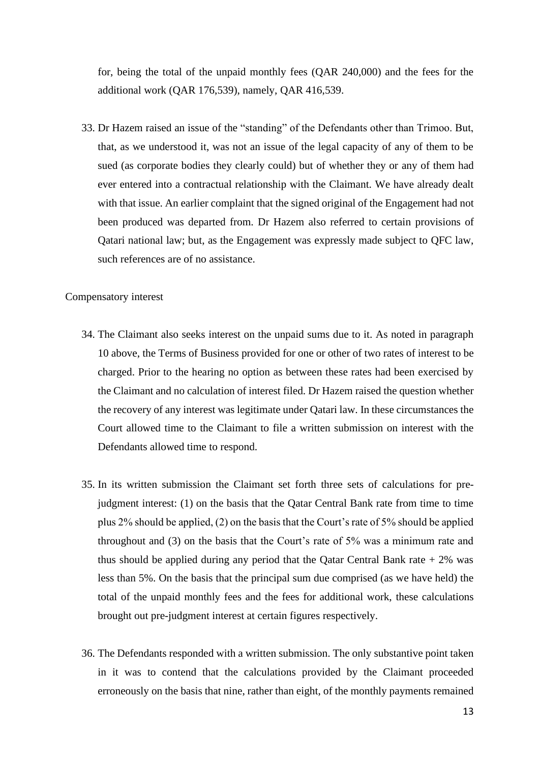for, being the total of the unpaid monthly fees (QAR 240,000) and the fees for the additional work (QAR 176,539), namely, QAR 416,539.

33. Dr Hazem raised an issue of the "standing" of the Defendants other than Trimoo. But, that, as we understood it, was not an issue of the legal capacity of any of them to be sued (as corporate bodies they clearly could) but of whether they or any of them had ever entered into a contractual relationship with the Claimant. We have already dealt with that issue. An earlier complaint that the signed original of the Engagement had not been produced was departed from. Dr Hazem also referred to certain provisions of Qatari national law; but, as the Engagement was expressly made subject to QFC law, such references are of no assistance.

Compensatory interest

34. The Claimant also seeks interest on the unpaid sums due to it. As noted in paragraph 10 above, the Terms of Business provided for one or other of two rates of interest to be charged. Prior to the hearing no option as between these rates had been exercised by the Claimant and no calculation of interest filed. Dr Hazem raised the question whether the recovery of any interest was legitimate under Qatari law. In these circumstances the Court allowed time to the Claimant to file a written submission on interest with the Defendants allowed time to respond.

35. In its written submission the Claimant set forth three sets of calculations for pre-judgment interest: (1) on the basis that the Qatar Central Bank rate from time to time plus 2% should be applied, (2) on the basis that the Court's rate of 5% should be applied throughout and (3) on the basis that the Court's rate of 5% was a minimum rate and thus should be applied during any period that the Qatar Central Bank rate + 2% was less than 5%. On the basis that the principal sum due comprised (as we have held) the total of the unpaid monthly fees and the fees for additional work, these calculations brought out pre-judgment interest at certain figures respectively.

36. The Defendants responded with a written submission. The only substantive point taken in it was to contend that the calculations provided by the Claimant proceeded erroneously on the basis that nine, rather than eight, of the monthly payments remained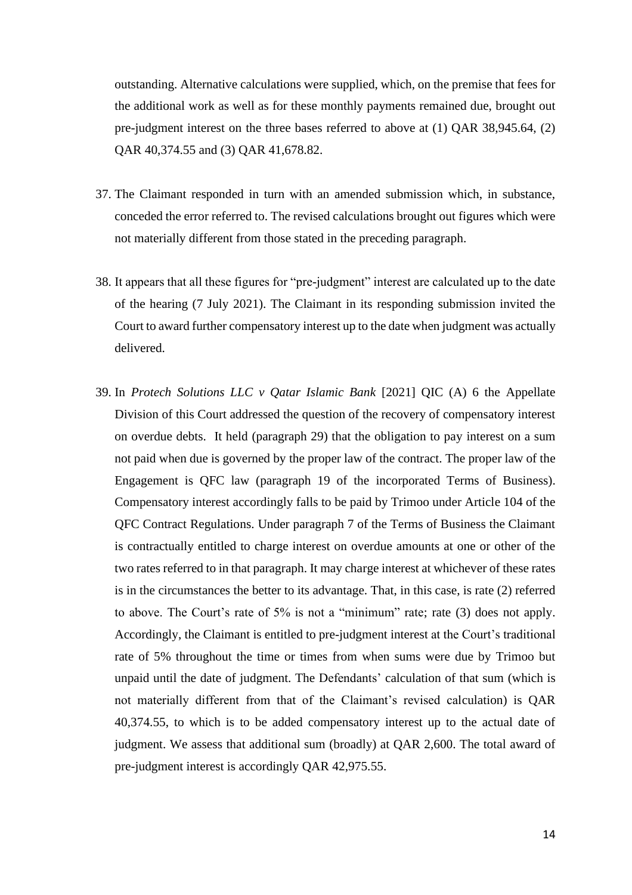outstanding. Alternative calculations were supplied, which, on the premise that fees for the additional work as well as for these monthly payments remained due, brought out pre-judgment interest on the three bases referred to above at (1) QAR 38,945.64, (2) QAR 40,374.55 and (3) QAR 41,678.82.

37. The Claimant responded in turn with an amended submission which, in substance, conceded the error referred to. The revised calculations brought out figures which were not materially different from those stated in the preceding paragraph.

38. It appears that all these figures for "pre-judgment" interest are calculated up to the date of the hearing (7 July 2021). The Claimant in its responding submission invited the Court to award further compensatory interest up to the date when judgment was actually delivered.

39. In *Protech Solutions LLC v Qatar Islamic Bank* [2021] QIC (A) 6 the Appellate Division of this Court addressed the question of the recovery of compensatory interest on overdue debts. It held (paragraph 29) that the obligation to pay interest on a sum not paid when due is governed by the proper law of the contract. The proper law of the Engagement is QFC law (paragraph 19 of the incorporated Terms of Business). Compensatory interest accordingly falls to be paid by Trimoo under Article 104 of the QFC Contract Regulations. Under paragraph 7 of the Terms of Business the Claimant is contractually entitled to charge interest on overdue amounts at one or other of the two rates referred to in that paragraph. It may charge interest at whichever of these rates is in the circumstances the better to its advantage. That, in this case, is rate (2) referred to above. The Court's rate of 5% is not a "minimum" rate; rate (3) does not apply. Accordingly, the Claimant is entitled to pre-judgment interest at the Court's traditional rate of 5% throughout the time or times from when sums were due by Trimoo but unpaid until the date of judgment. The Defendants' calculation of that sum (which is not materially different from that of the Claimant's revised calculation) is QAR 40,374.55, to which is to be added compensatory interest up to the actual date of judgment. We assess that additional sum (broadly) at QAR 2,600. The total award of pre-judgment interest is accordingly QAR 42,975.55.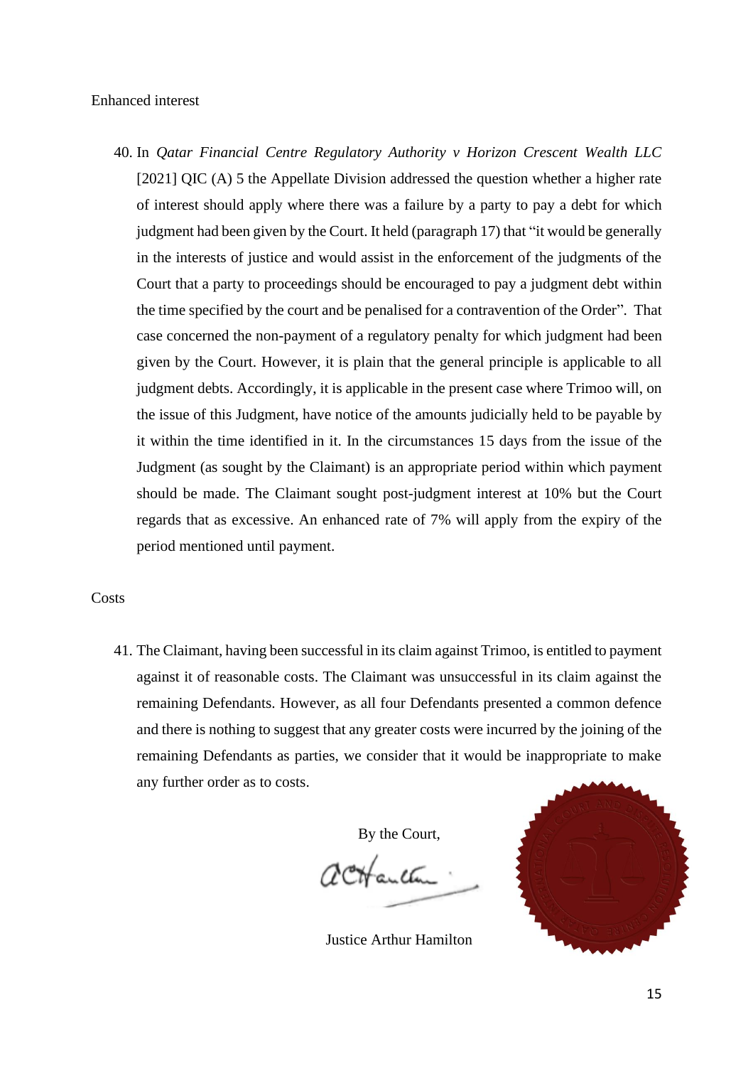Enhanced interest

40. In *Qatar Financial Centre Regulatory Authority v Horizon Crescent Wealth LLC* [2021] QIC (A) 5 the Appellate Division addressed the question whether a higher rate of interest should apply where there was a failure by a party to pay a debt for which judgment had been given by the Court. It held (paragraph 17) that "it would be generally in the interests of justice and would assist in the enforcement of the judgments of the Court that a party to proceedings should be encouraged to pay a judgment debt within the time specified by the court and be penalised for a contravention of the Order". That case concerned the non-payment of a regulatory penalty for which judgment had been given by the Court. However, it is plain that the general principle is applicable to all judgment debts. Accordingly, it is applicable in the present case where Trimoo will, on the issue of this Judgment, have notice of the amounts judicially held to be payable by it within the time identified in it. In the circumstances 15 days from the issue of the Judgment (as sought by the Claimant) is an appropriate period within which payment should be made. The Claimant sought post-judgment interest at 10% but the Court regards that as excessive. An enhanced rate of 7% will apply from the expiry of the period mentioned until payment.

Costs

41. The Claimant, having been successful in its claim against Trimoo, is entitled to payment against it of reasonable costs. The Claimant was unsuccessful in its claim against the remaining Defendants. However, as all four Defendants presented a common defence and there is nothing to suggest that any greater costs were incurred by the joining of the remaining Defendants as parties, we consider that it would be inappropriate to make any further order as to costs.

By the Court,

Justice Arthur Hamilton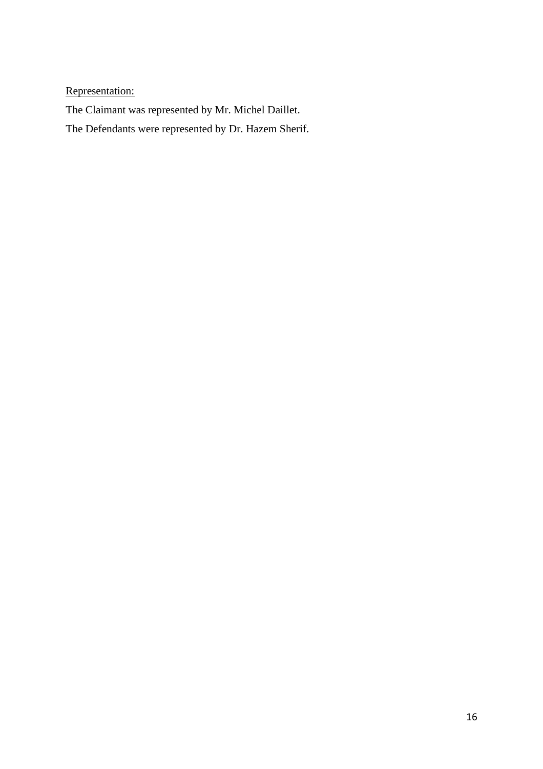<u>Representation:</u>

The Claimant was represented by Mr. Michel Daillet.

The Defendants were represented by Dr. Hazem Sherif.